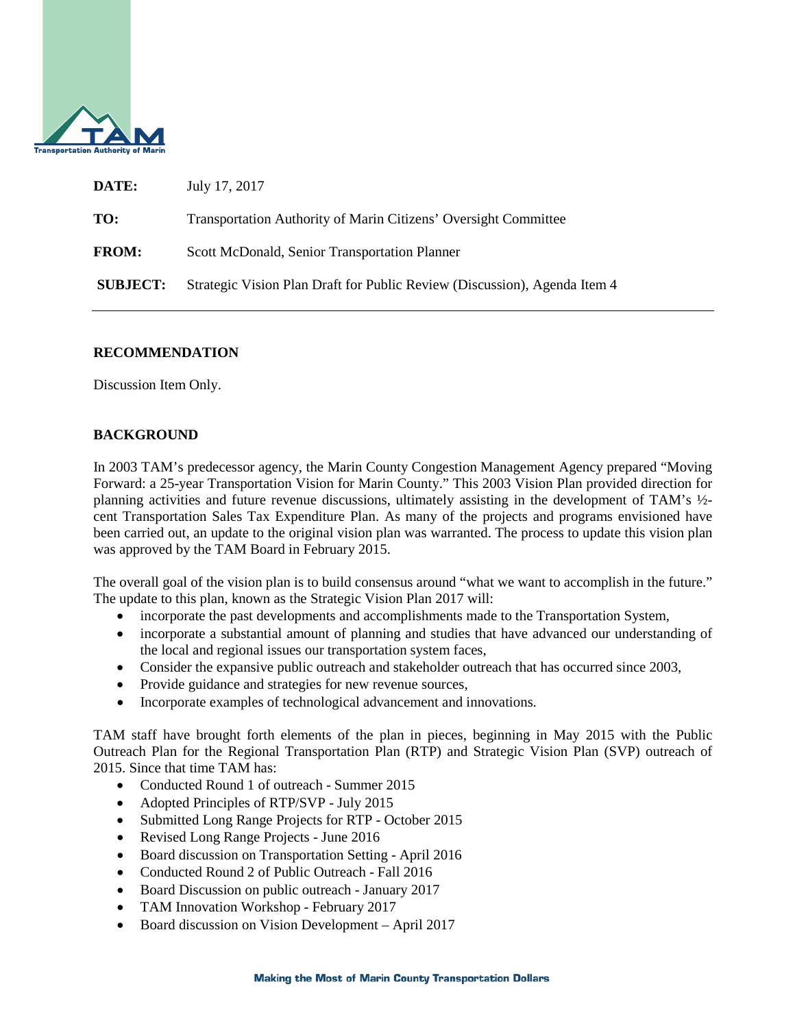| | |
|---|---|
| **DATE:** | July 17, 2017 |
| **TO:** | Transportation Authority of Marin Citizens' Oversight Committee |
| **FROM:** | Scott McDonald, Senior Transportation Planner |
| **SUBJECT:** | Strategic Vision Plan Draft for Public Review (Discussion), Agenda Item 4 |

## RECOMMENDATION

Discussion Item Only.

## BACKGROUND

In 2003 TAM's predecessor agency, the Marin County Congestion Management Agency prepared "Moving Forward: a 25-year Transportation Vision for Marin County." This 2003 Vision Plan provided direction for planning activities and future revenue discussions, ultimately assisting in the development of TAM's ½-cent Transportation Sales Tax Expenditure Plan. As many of the projects and programs envisioned have been carried out, an update to the original vision plan was warranted. The process to update this vision plan was approved by the TAM Board in February 2015.

The overall goal of the vision plan is to build consensus around "what we want to accomplish in the future." The update to this plan, known as the Strategic Vision Plan 2017 will:

- incorporate the past developments and accomplishments made to the Transportation System,
- incorporate a substantial amount of planning and studies that have advanced our understanding of the local and regional issues our transportation system faces,
- Consider the expansive public outreach and stakeholder outreach that has occurred since 2003,
- Provide guidance and strategies for new revenue sources,
- Incorporate examples of technological advancement and innovations.

TAM staff have brought forth elements of the plan in pieces, beginning in May 2015 with the Public Outreach Plan for the Regional Transportation Plan (RTP) and Strategic Vision Plan (SVP) outreach of 2015. Since that time TAM has:

- Conducted Round 1 of outreach - Summer 2015
- Adopted Principles of RTP/SVP - July 2015
- Submitted Long Range Projects for RTP - October 2015
- Revised Long Range Projects - June 2016
- Board discussion on Transportation Setting - April 2016
- Conducted Round 2 of Public Outreach - Fall 2016
- Board Discussion on public outreach - January 2017
- TAM Innovation Workshop - February 2017
- Board discussion on Vision Development – April 2017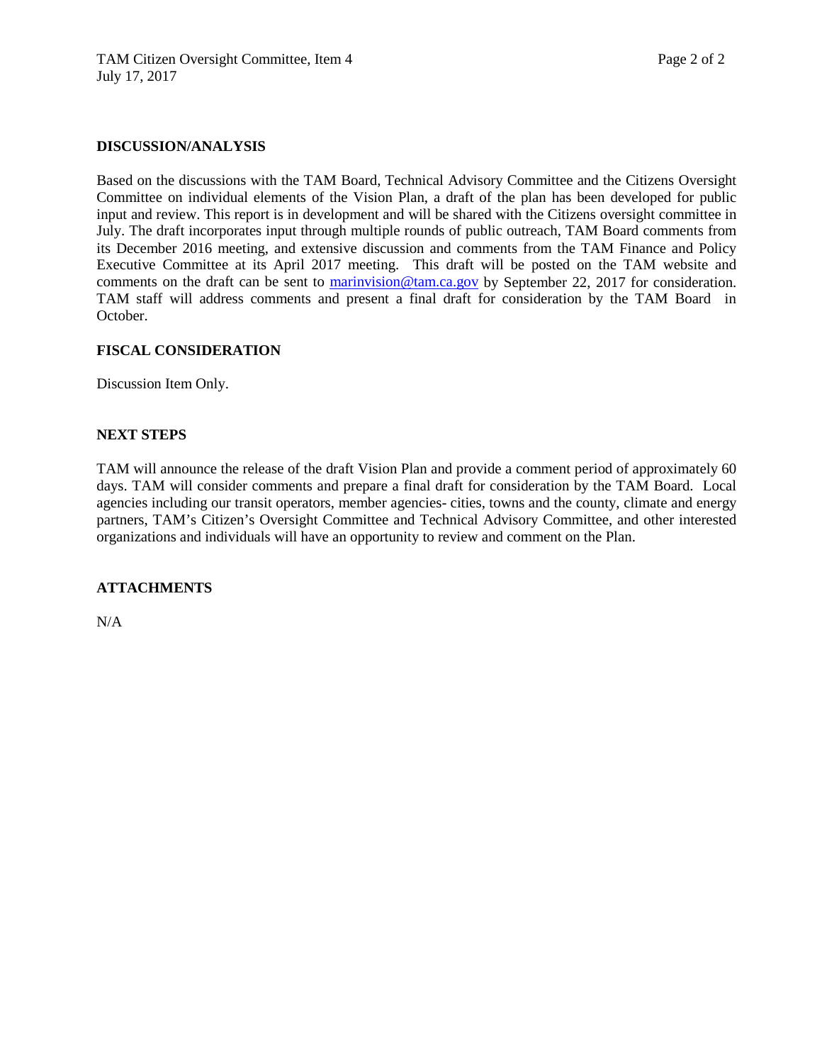## DISCUSSION/ANALYSIS

Based on the discussions with the TAM Board, Technical Advisory Committee and the Citizens Oversight Committee on individual elements of the Vision Plan, a draft of the plan has been developed for public input and review. This report is in development and will be shared with the Citizens oversight committee in July. The draft incorporates input through multiple rounds of public outreach, TAM Board comments from its December 2016 meeting, and extensive discussion and comments from the TAM Finance and Policy Executive Committee at its April 2017 meeting. This draft will be posted on the TAM website and comments on the draft can be sent to marinvision@tam.ca.gov by September 22, 2017 for consideration. TAM staff will address comments and present a final draft for consideration by the TAM Board in October.

## FISCAL CONSIDERATION

Discussion Item Only.

## NEXT STEPS

TAM will announce the release of the draft Vision Plan and provide a comment period of approximately 60 days. TAM will consider comments and prepare a final draft for consideration by the TAM Board. Local agencies including our transit operators, member agencies- cities, towns and the county, climate and energy partners, TAM's Citizen's Oversight Committee and Technical Advisory Committee, and other interested organizations and individuals will have an opportunity to review and comment on the Plan.

## ATTACHMENTS

N/A